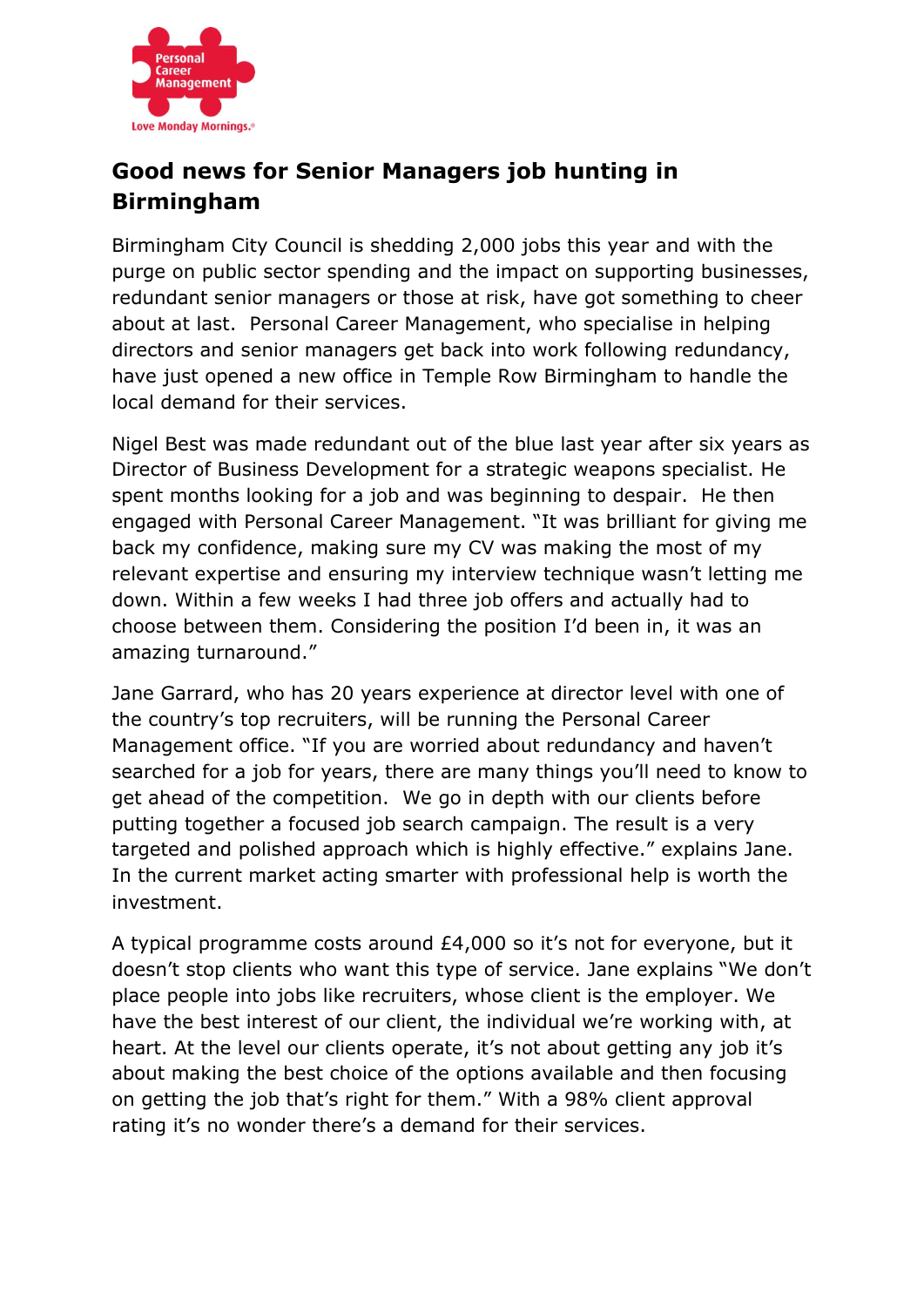# Good news for Senior Managers job hunting in Birmingham

Birmingham City Council is shedding 2,000 jobs this year and with the purge on public sector spending and the impact on supporting businesses, redundant senior managers or those at risk, have got something to cheer about at last. Personal Career Management, who specialise in helping directors and senior managers get back into work following redundancy, have just opened a new office in Temple Row Birmingham to handle the local demand for their services.

Nigel Best was made redundant out of the blue last year after six years as Director of Business Development for a strategic weapons specialist. He spent months looking for a job and was beginning to despair. He then engaged with Personal Career Management. "It was brilliant for giving me back my confidence, making sure my CV was making the most of my relevant expertise and ensuring my interview technique wasn't letting me down. Within a few weeks I had three job offers and actually had to choose between them. Considering the position I'd been in, it was an amazing turnaround."

Jane Garrard, who has 20 years experience at director level with one of the country's top recruiters, will be running the Personal Career Management office. "If you are worried about redundancy and haven't searched for a job for years, there are many things you'll need to know to get ahead of the competition. We go in depth with our clients before putting together a focused job search campaign. The result is a very targeted and polished approach which is highly effective." explains Jane. In the current market acting smarter with professional help is worth the investment.

A typical programme costs around £4,000 so it's not for everyone, but it doesn't stop clients who want this type of service. Jane explains "We don't place people into jobs like recruiters, whose client is the employer. We have the best interest of our client, the individual we're working with, at heart. At the level our clients operate, it's not about getting any job it's about making the best choice of the options available and then focusing on getting the job that's right for them." With a 98% client approval rating it's no wonder there's a demand for their services.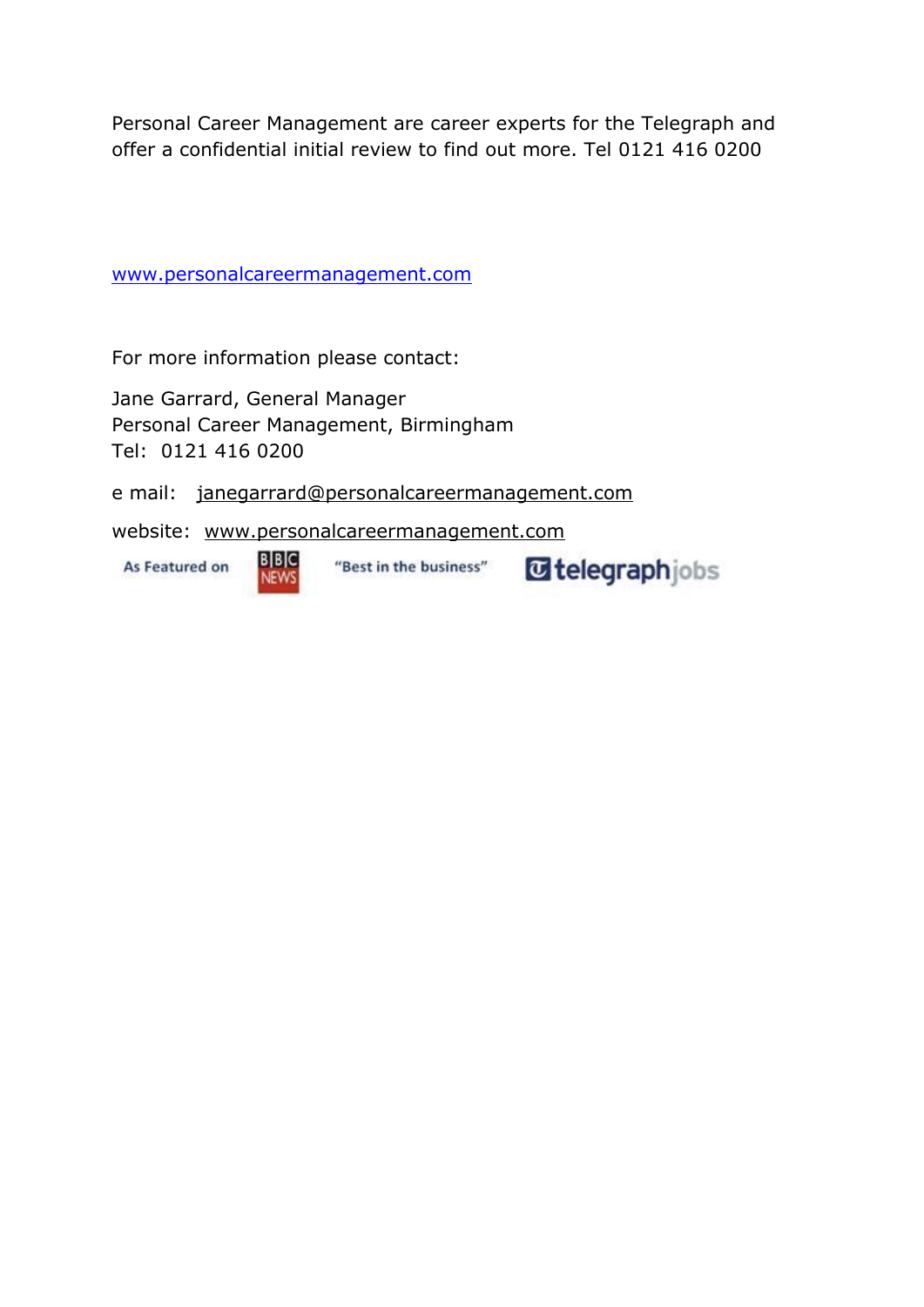Personal Career Management are career experts for the Telegraph and offer a confidential initial review to find out more. Tel 0121 416 0200

www.personalcareermanagement.com

For more information please contact:

Jane Garrard, General Manager
Personal Career Management, Birmingham
Tel: 0121 416 0200

e mail: janegarrard@personalcareermanagement.com

website: www.personalcareermanagement.com

As Featured on BBC NEWS "Best in the business" telegraphjobs